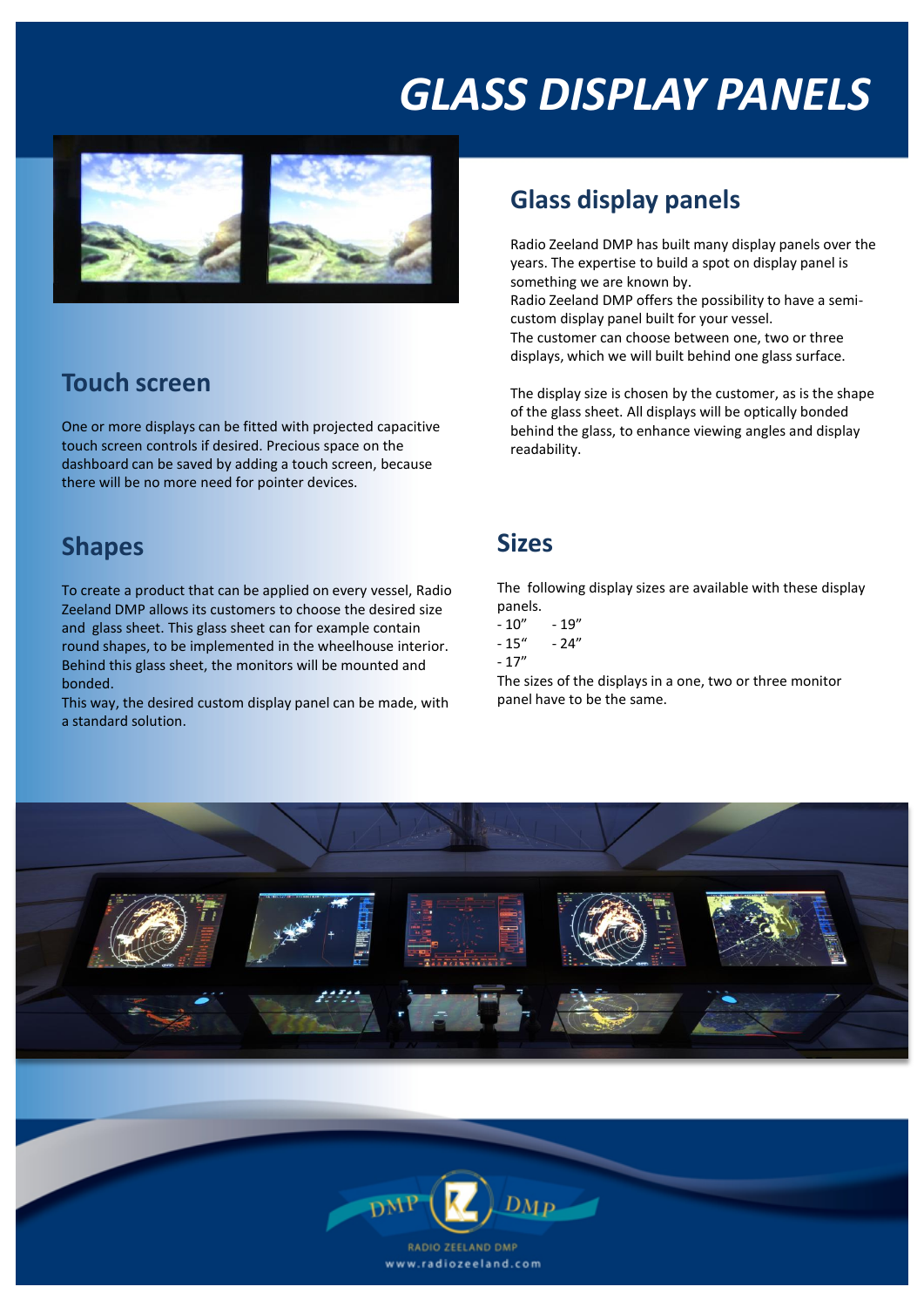# GLASS DISPLAY PANELS

## Glass display panels

Radio Zeeland DMP has built many display panels over the years. The expertise to build a spot on display panel is something we are known by.
Radio Zeeland DMP offers the possibility to have a semi-custom display panel built for your vessel.
The customer can choose between one, two or three displays, which we will built behind one glass surface.

The display size is chosen by the customer, as is the shape of the glass sheet. All displays will be optically bonded behind the glass, to enhance viewing angles and display readability.

## Touch screen

One or more displays can be fitted with projected capacitive touch screen controls if desired. Precious space on the dashboard can be saved by adding a touch screen, because there will be no more need for pointer devices.

## Shapes

To create a product that can be applied on every vessel, Radio Zeeland DMP allows its customers to choose the desired size and glass sheet. This glass sheet can for example contain round shapes, to be implemented in the wheelhouse interior. Behind this glass sheet, the monitors will be mounted and bonded.
This way, the desired custom display panel can be made, with a standard solution.

## Sizes

The following display sizes are available with these display panels.

- 10"
- 15"
- 17"
- 19"
- 24"

The sizes of the displays in a one, two or three monitor panel have to be the same.

RADIO ZEELAND DMP
www.radiozeeland.com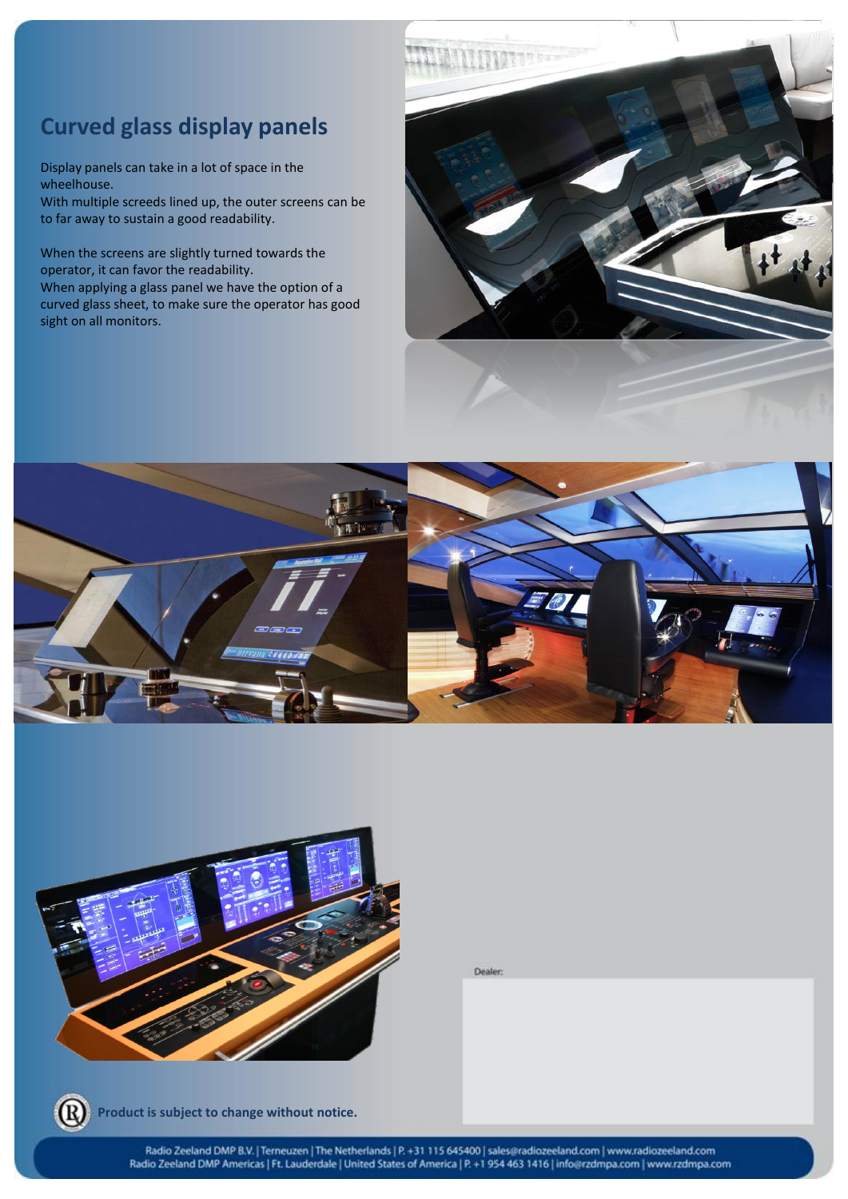## Curved glass display panels

Display panels can take in a lot of space in the wheelhouse.
With multiple screeds lined up, the outer screens can be to far away to sustain a good readability.

When the screens are slightly turned towards the operator, it can favor the readability.
When applying a glass panel we have the option of a curved glass sheet, to make sure the operator has good sight on all monitors.

Dealer:

**Product is subject to change without notice.**

Radio Zeeland DMP B.V. | Terneuzen | The Netherlands | P. +31 115 645400 | sales@radiozeeland.com | www.radiozeeland.com
Radio Zeeland DMP Americas | Ft. Lauderdale | United States of America | P. +1 954 463 1416 | info@rzdmpa.com | www.rzdmpa.com